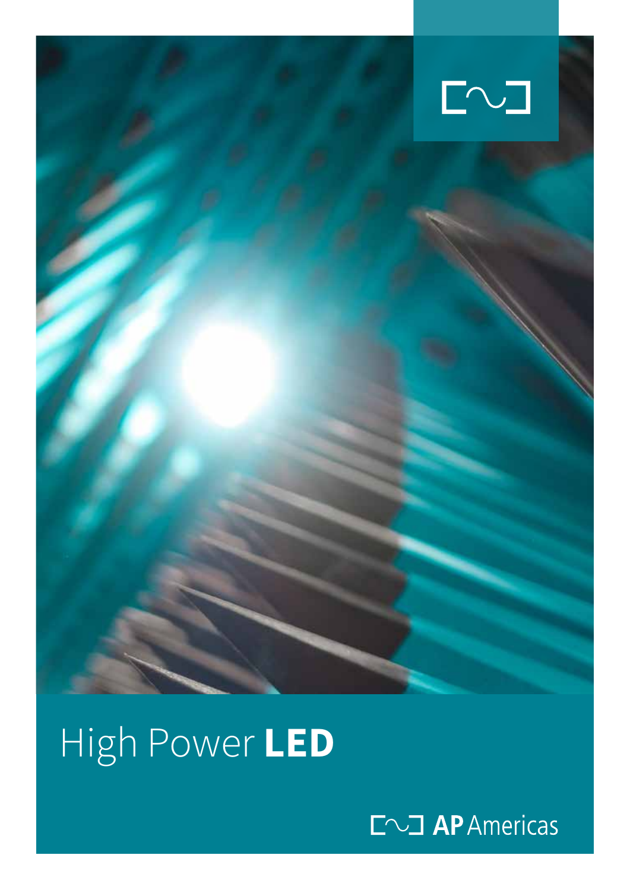# High Power **LED**

AP Americas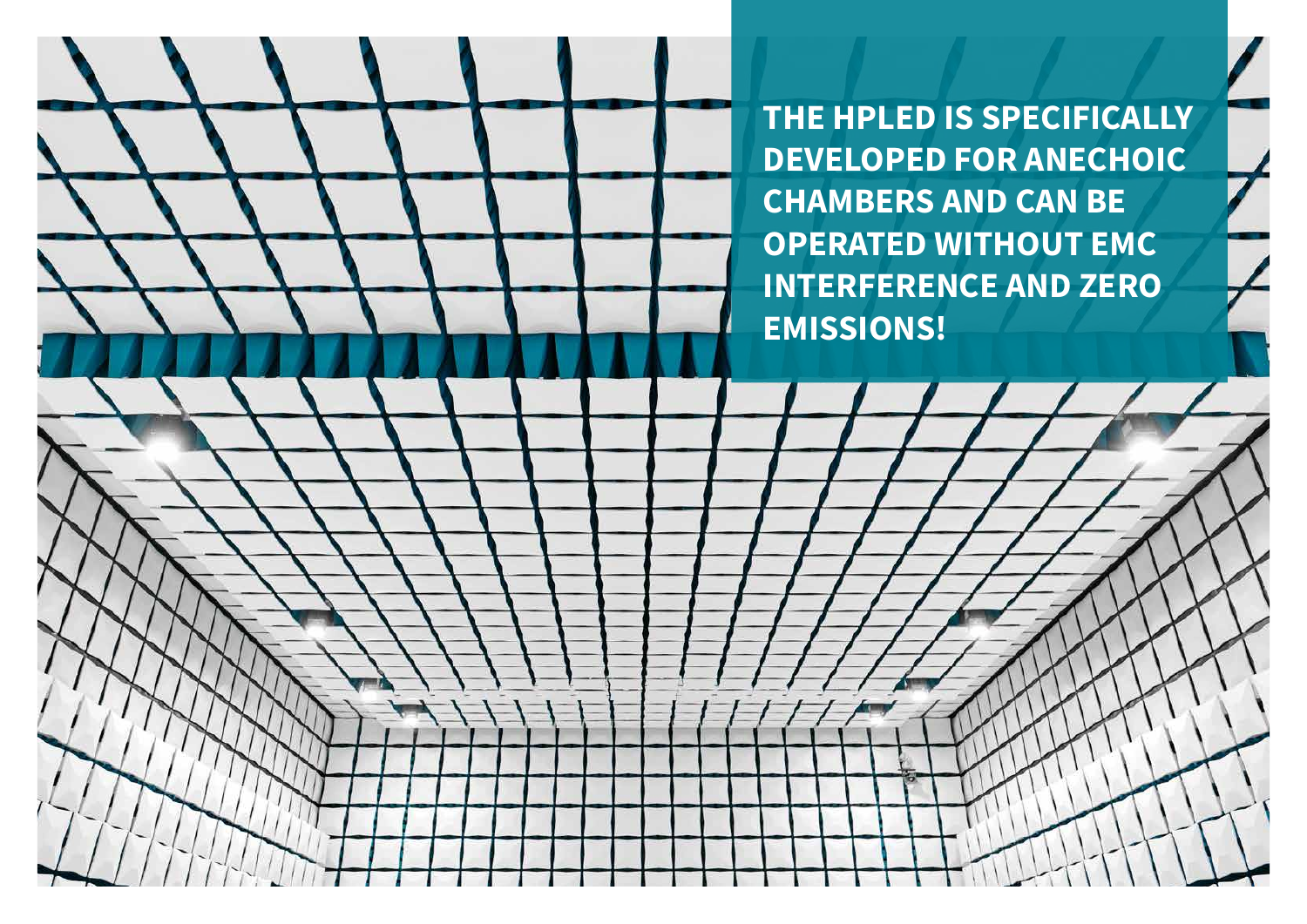**THE HPLED IS SPECIFICALLY DEVELOPED FOR ANECHOIC CHAMBERS AND CAN BE OPERATED WITHOUT EMC INTERFERENCE AND ZERO EMISSIONS!**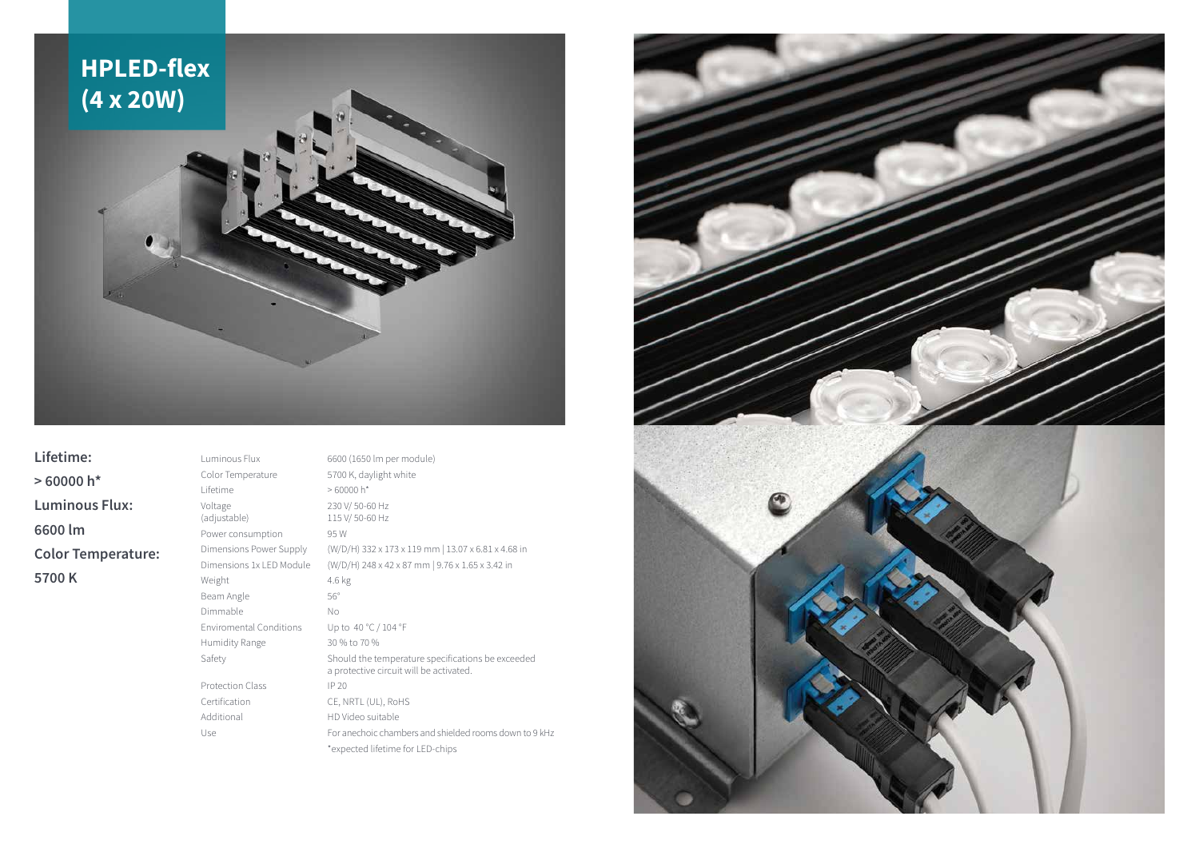# HPLED-flex (4 x 20W)

**Lifetime:**

**> 60000 h***

**Luminous Flux:**

**6600 lm**

**Color Temperature:**

**5700 K**

| | |
|---|---|
| Luminous Flux | 6600 (1650 lm per module) |
| Color Temperature | 5700 K, daylight white |
| Lifetime | > 60000 h* |
| Voltage (adjustable) | 230 V/ 50-60 Hz<br>115 V/ 50-60 Hz |
| Power consumption | 95 W |
| Dimensions Power Supply | (W/D/H) 332 x 173 x 119 mm \| 13.07 x 6.81 x 4.68 in |
| Dimensions 1x LED Module | (W/D/H) 248 x 42 x 87 mm \| 9.76 x 1.65 x 3.42 in |
| Weight | 4.6 kg |
| Beam Angle | 56° |
| Dimmable | No |
| Enviromental Conditions | Up to 40 °C / 104 °F |
| Humidity Range | 30 % to 70 % |
| Safety | Should the temperature specifications be exceeded a protective circuit will be activated. |
| Protection Class | IP 20 |
| Certification | CE, NRTL (UL), RoHS |
| Additional | HD Video suitable |
| Use | For anechoic chambers and shielded rooms down to 9 kHz |

*expected lifetime for LED-chips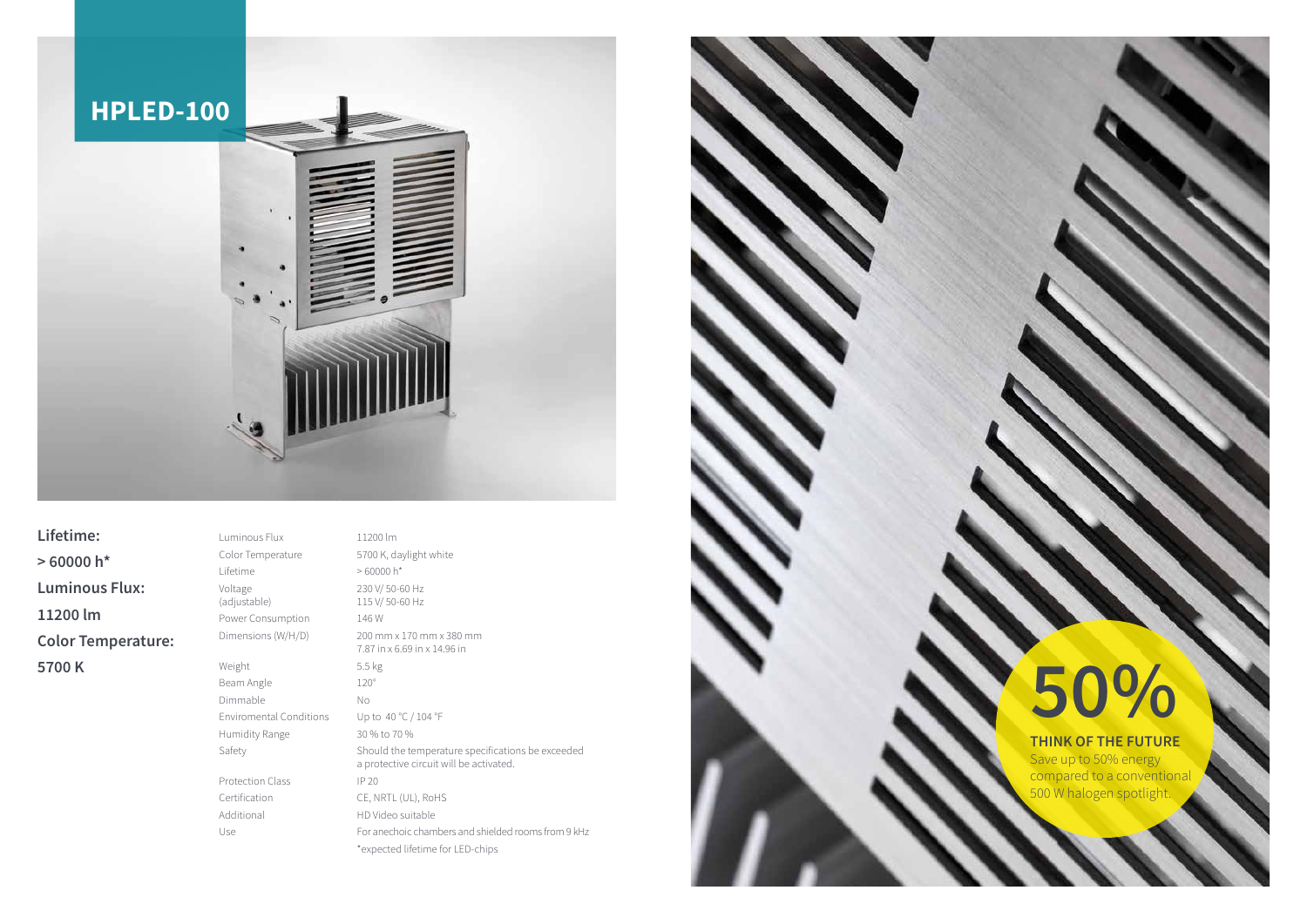# HPLED-100

**Lifetime:**
**> 60000 h***
**Luminous Flux:**
**11200 lm**
**Color Temperature:**
**5700 K**

| | |
|---|---|
| Luminous Flux | 11200 lm |
| Color Temperature | 5700 K, daylight white |
| Lifetime | > 60000 h* |
| Voltage (adjustable) | 230 V/ 50-60 Hz<br>115 V/ 50-60 Hz |
| Power Consumption | 146 W |
| Dimensions (W/H/D) | 200 mm x 170 mm x 380 mm<br>7.87 in x 6.69 in x 14.96 in |
| Weight | 5.5 kg |
| Beam Angle | 120° |
| Dimmable | No |
| Enviromental Conditions | Up to 40 °C / 104 °F |
| Humidity Range | 30 % to 70 % |
| Safety | Should the temperature specifications be exceeded a protective circuit will be activated. |
| Protection Class | IP 20 |
| Certification | CE, NRTL (UL), RoHS |
| Additional | HD Video suitable |
| Use | For anechoic chambers and shielded rooms from 9 kHz |

*expected lifetime for LED-chips

**50%**

**THINK OF THE FUTURE**

Save up to 50% energy compared to a conventional 500 W halogen spotlight.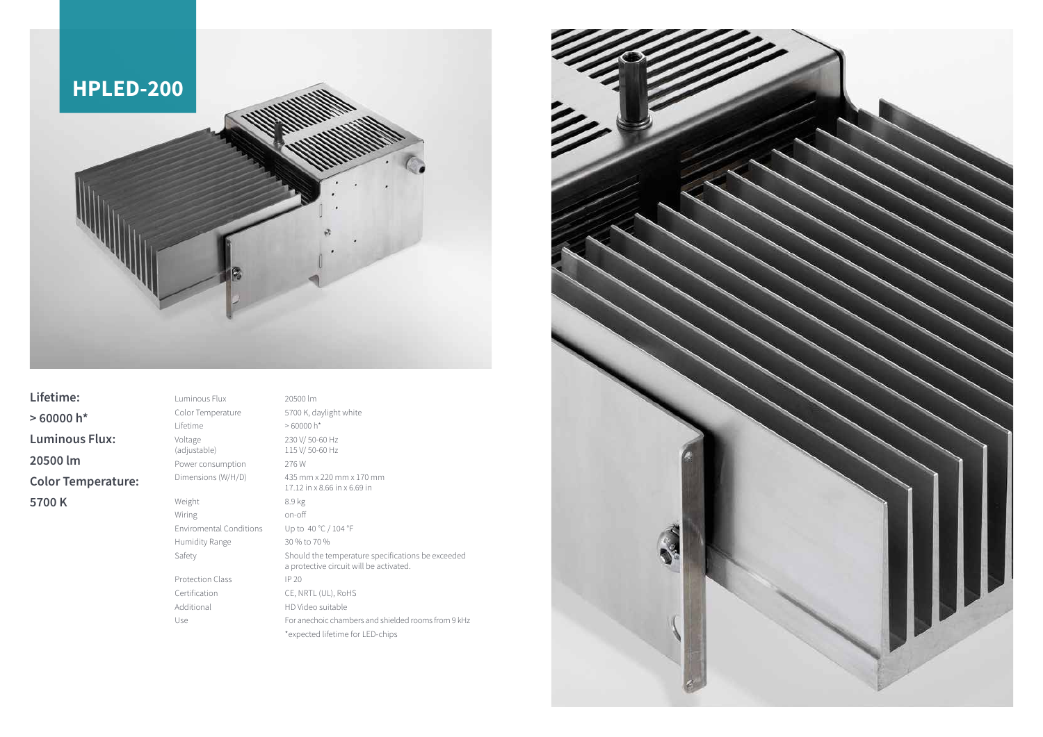# HPLED-200

**Lifetime:**

**> 60000 h***

**Luminous Flux:**

**20500 lm**

**Color Temperature:**

**5700 K**

| | |
|---|---|
| Luminous Flux | 20500 lm |
| Color Temperature | 5700 K, daylight white |
| Lifetime | > 60000 h* |
| Voltage (adjustable) | 230 V/ 50-60 Hz<br>115 V/ 50-60 Hz |
| Power consumption | 276 W |
| Dimensions (W/H/D) | 435 mm x 220 mm x 170 mm<br>17.12 in x 8.66 in x 6.69 in |
| Weight | 8.9 kg |
| Wiring | on-off |
| Enviromental Conditions | Up to 40 °C / 104 °F |
| Humidity Range | 30 % to 70 % |
| Safety | Should the temperature specifications be exceeded a protective circuit will be activated. |
| Protection Class | IP 20 |
| Certification | CE, NRTL (UL), RoHS |
| Additional | HD Video suitable |
| Use | For anechoic chambers and shielded rooms from 9 kHz |

*expected lifetime for LED-chips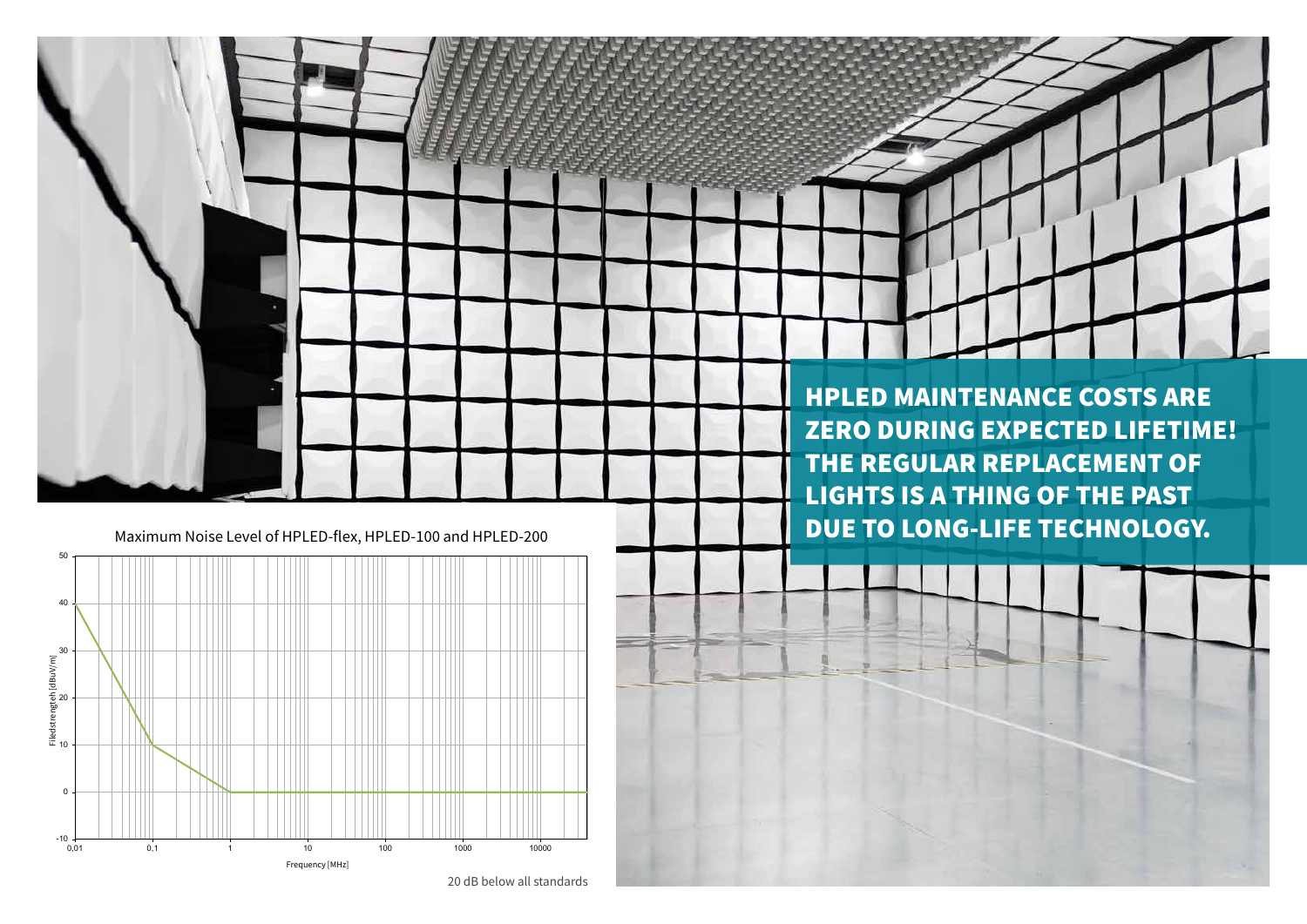**HPLED MAINTENANCE COSTS ARE ZERO DURING EXPECTED LIFETIME! THE REGULAR REPLACEMENT OF LIGHTS IS A THING OF THE PAST DUE TO LONG-LIFE TECHNOLOGY.**

Maximum Noise Level of HPLED-flex, HPLED-100 and HPLED-200

Filedstrengteh [dBuV/m]

Frequency [MHz]

20 dB below all standards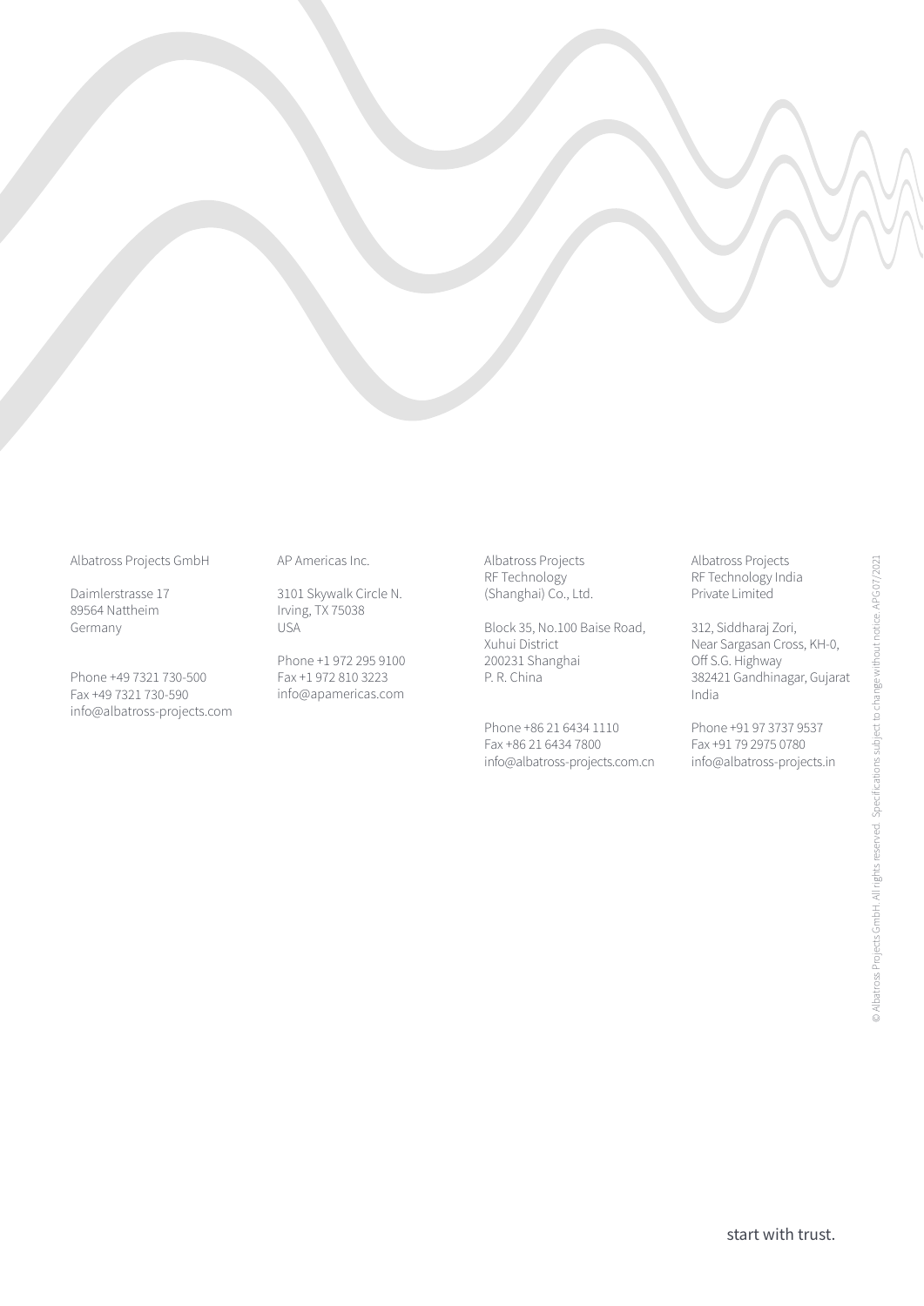Albatross Projects GmbH

Daimlerstrasse 17
89564 Nattheim
Germany

Phone +49 7321 730-500
Fax +49 7321 730-590
info@albatross-projects.com

AP Americas Inc.

3101 Skywalk Circle N.
Irving, TX 75038
USA

Phone +1 972 295 9100
Fax +1 972 810 3223
info@apamericas.com

Albatross Projects
RF Technology
(Shanghai) Co., Ltd.

Block 35, No.100 Baise Road,
Xuhui District
200231 Shanghai
P. R. China

Phone +86 21 6434 1110
Fax +86 21 6434 7800
info@albatross-projects.com.cn

Albatross Projects
RF Technology India
Private Limited

312, Siddharaj Zori,
Near Sargasan Cross, KH-0,
Off S.G. Highway
382421 Gandhinagar, Gujarat
India

Phone +91 97 3737 9537
Fax +91 79 2975 0780
info@albatross-projects.in

© Albatross Projects GmbH. All rights reserved. Specifications subject to change without notice. APG 07/2021

start with trust.